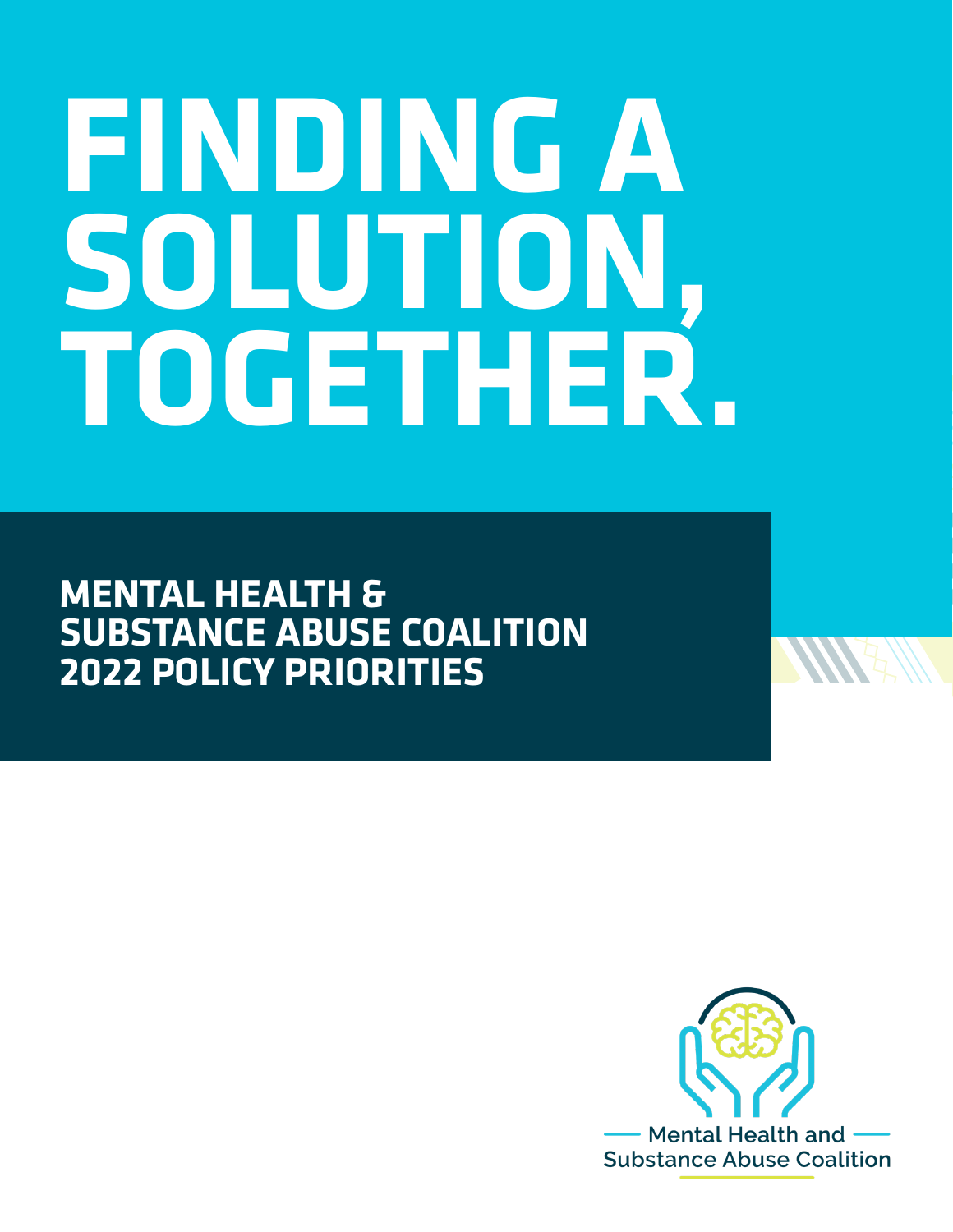# FINDING A SOLUTION, TOGETHER.

## MENTAL HEALTH & SUBSTANCE ABUSE COALITION 2022 POLICY PRIORITIES

Mental Health and Substance Abuse Coalition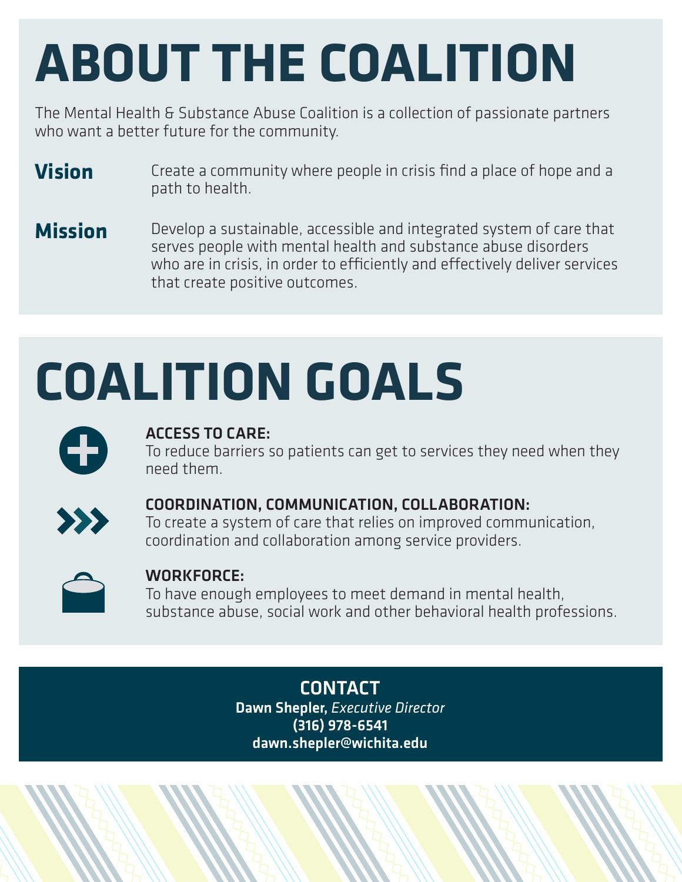# ABOUT THE COALITION

The Mental Health & Substance Abuse Coalition is a collection of passionate partners who want a better future for the community.

**Vision** Create a community where people in crisis find a place of hope and a path to health.

**Mission** Develop a sustainable, accessible and integrated system of care that serves people with mental health and substance abuse disorders who are in crisis, in order to efficiently and effectively deliver services that create positive outcomes.

# COALITION GOALS

**ACCESS TO CARE:**
To reduce barriers so patients can get to services they need when they need them.

**COORDINATION, COMMUNICATION, COLLABORATION:**
To create a system of care that relies on improved communication, coordination and collaboration among service providers.

**WORKFORCE:**
To have enough employees to meet demand in mental health, substance abuse, social work and other behavioral health professions.

## CONTACT

**Dawn Shepler,** *Executive Director*
**(316) 978-6541**
**dawn.shepler@wichita.edu**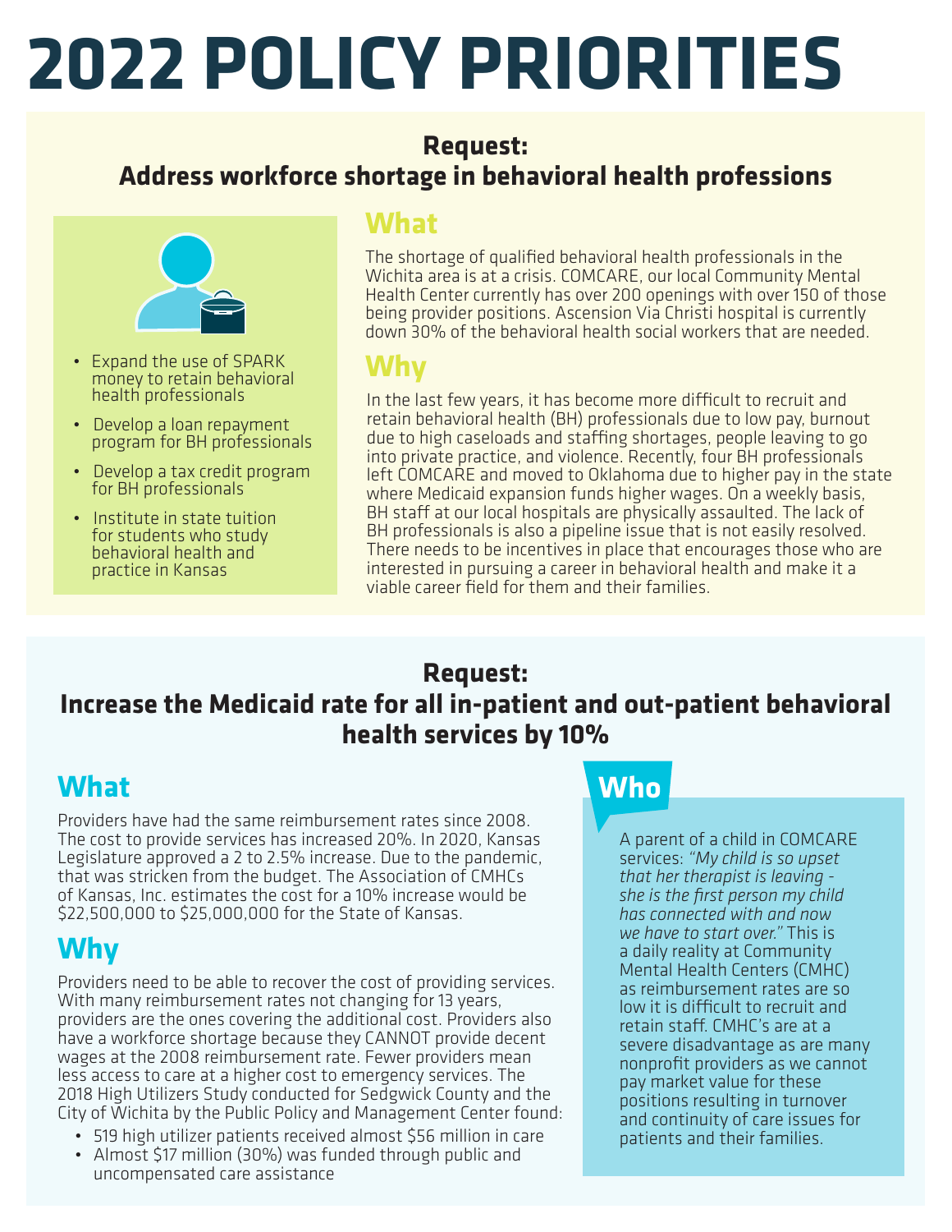# 2022 POLICY PRIORITIES

## Request:
## Address workforce shortage in behavioral health professions

- Expand the use of SPARK money to retain behavioral health professionals
- Develop a loan repayment program for BH professionals
- Develop a tax credit program for BH professionals
- Institute in state tuition for students who study behavioral health and practice in Kansas

### What

The shortage of qualified behavioral health professionals in the Wichita area is at a crisis. COMCARE, our local Community Mental Health Center currently has over 200 openings with over 150 of those being provider positions. Ascension Via Christi hospital is currently down 30% of the behavioral health social workers that are needed.

### Why

In the last few years, it has become more difficult to recruit and retain behavioral health (BH) professionals due to low pay, burnout due to high caseloads and staffing shortages, people leaving to go into private practice, and violence. Recently, four BH professionals left COMCARE and moved to Oklahoma due to higher pay in the state where Medicaid expansion funds higher wages. On a weekly basis, BH staff at our local hospitals are physically assaulted. The lack of BH professionals is also a pipeline issue that is not easily resolved. There needs to be incentives in place that encourages those who are interested in pursuing a career in behavioral health and make it a viable career field for them and their families.

## Request:
## Increase the Medicaid rate for all in-patient and out-patient behavioral health services by 10%

### What

Providers have had the same reimbursement rates since 2008. The cost to provide services has increased 20%. In 2020, Kansas Legislature approved a 2 to 2.5% increase. Due to the pandemic, that was stricken from the budget. The Association of CMHCs of Kansas, Inc. estimates the cost for a 10% increase would be $22,500,000 to $25,000,000 for the State of Kansas.

### Why

Providers need to be able to recover the cost of providing services. With many reimbursement rates not changing for 13 years, providers are the ones covering the additional cost. Providers also have a workforce shortage because they CANNOT provide decent wages at the 2008 reimbursement rate. Fewer providers mean less access to care at a higher cost to emergency services. The 2018 High Utilizers Study conducted for Sedgwick County and the City of Wichita by the Public Policy and Management Center found:

- 519 high utilizer patients received almost $56 million in care
- Almost $17 million (30%) was funded through public and uncompensated care assistance

### Who

A parent of a child in COMCARE services: *"My child is so upset that her therapist is leaving - she is the first person my child has connected with and now we have to start over."* This is a daily reality at Community Mental Health Centers (CMHC) as reimbursement rates are so low it is difficult to recruit and retain staff. CMHC's are at a severe disadvantage as are many nonprofit providers as we cannot pay market value for these positions resulting in turnover and continuity of care issues for patients and their families.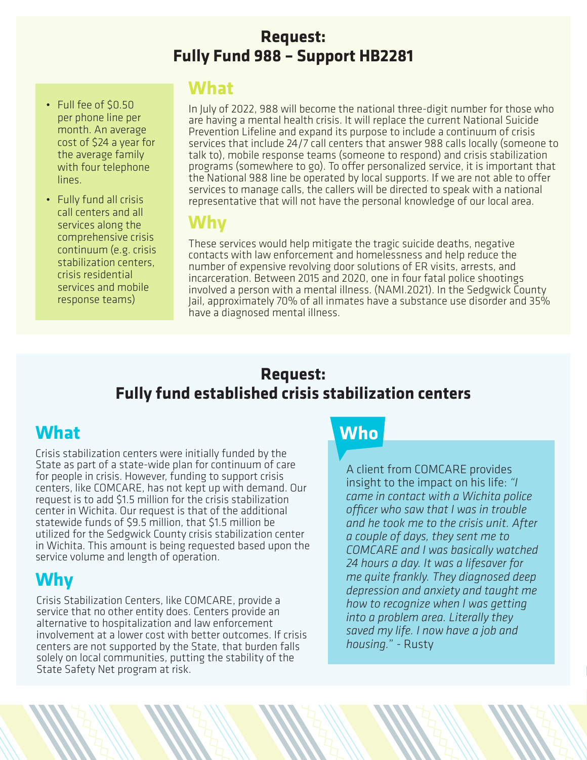## Request:
## Fully Fund 988 – Support HB2281

- Full fee of $0.50 per phone line per month. An average cost of $24 a year for the average family with four telephone lines.
- Fully fund all crisis call centers and all services along the comprehensive crisis continuum (e.g. crisis stabilization centers, crisis residential services and mobile response teams)

### What

In July of 2022, 988 will become the national three-digit number for those who are having a mental health crisis. It will replace the current National Suicide Prevention Lifeline and expand its purpose to include a continuum of crisis services that include 24/7 call centers that answer 988 calls locally (someone to talk to), mobile response teams (someone to respond) and crisis stabilization programs (somewhere to go). To offer personalized service, it is important that the National 988 line be operated by local supports. If we are not able to offer services to manage calls, the callers will be directed to speak with a national representative that will not have the personal knowledge of our local area.

### Why

These services would help mitigate the tragic suicide deaths, negative contacts with law enforcement and homelessness and help reduce the number of expensive revolving door solutions of ER visits, arrests, and incarceration. Between 2015 and 2020, one in four fatal police shootings involved a person with a mental illness. (NAMI.2021). In the Sedgwick County Jail, approximately 70% of all inmates have a substance use disorder and 35% have a diagnosed mental illness.

## Request:
## Fully fund established crisis stabilization centers

### What

Crisis stabilization centers were initially funded by the State as part of a state-wide plan for continuum of care for people in crisis. However, funding to support crisis centers, like COMCARE, has not kept up with demand. Our request is to add $1.5 million for the crisis stabilization center in Wichita. Our request is that of the additional statewide funds of $9.5 million, that $1.5 million be utilized for the Sedgwick County crisis stabilization center in Wichita. This amount is being requested based upon the service volume and length of operation.

### Why

Crisis Stabilization Centers, like COMCARE, provide a service that no other entity does. Centers provide an alternative to hospitalization and law enforcement involvement at a lower cost with better outcomes. If crisis centers are not supported by the State, that burden falls solely on local communities, putting the stability of the State Safety Net program at risk.

### Who

A client from COMCARE provides insight to the impact on his life: *"I came in contact with a Wichita police officer who saw that I was in trouble and he took me to the crisis unit. After a couple of days, they sent me to COMCARE and I was basically watched 24 hours a day. It was a lifesaver for me quite frankly. They diagnosed deep depression and anxiety and taught me how to recognize when I was getting into a problem area. Literally they saved my life. I now have a job and housing."* - Rusty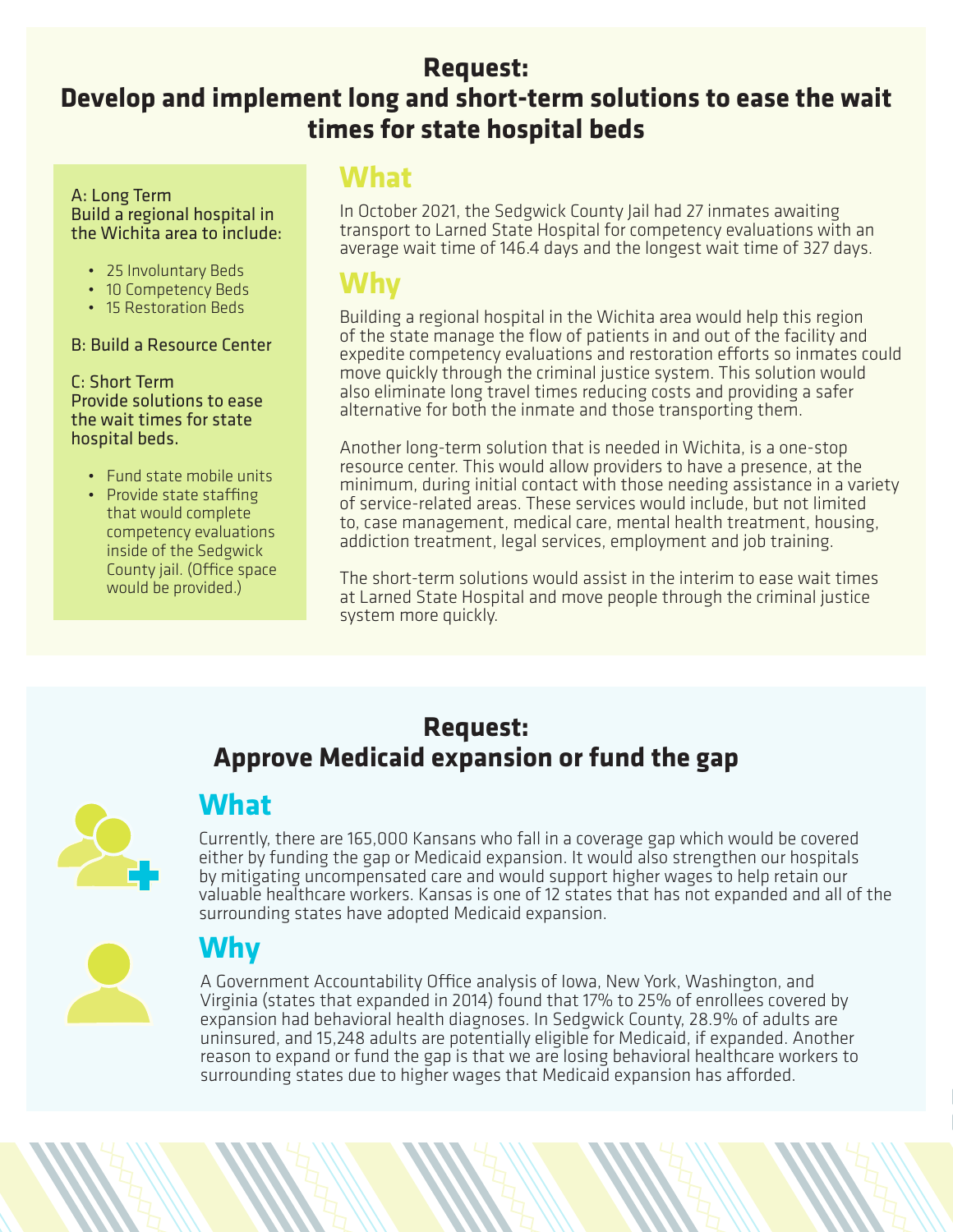## Request: Develop and implement long and short-term solutions to ease the wait times for state hospital beds

A: Long Term
Build a regional hospital in the Wichita area to include:

- 25 Involuntary Beds
- 10 Competency Beds
- 15 Restoration Beds

B: Build a Resource Center

C: Short Term
Provide solutions to ease the wait times for state hospital beds.

- Fund state mobile units
- Provide state staffing that would complete competency evaluations inside of the Sedgwick County jail. (Office space would be provided.)

### What

In October 2021, the Sedgwick County Jail had 27 inmates awaiting transport to Larned State Hospital for competency evaluations with an average wait time of 146.4 days and the longest wait time of 327 days.

### Why

Building a regional hospital in the Wichita area would help this region of the state manage the flow of patients in and out of the facility and expedite competency evaluations and restoration efforts so inmates could move quickly through the criminal justice system. This solution would also eliminate long travel times reducing costs and providing a safer alternative for both the inmate and those transporting them.

Another long-term solution that is needed in Wichita, is a one-stop resource center. This would allow providers to have a presence, at the minimum, during initial contact with those needing assistance in a variety of service-related areas. These services would include, but not limited to, case management, medical care, mental health treatment, housing, addiction treatment, legal services, employment and job training.

The short-term solutions would assist in the interim to ease wait times at Larned State Hospital and move people through the criminal justice system more quickly.

## Request: Approve Medicaid expansion or fund the gap

### What

Currently, there are 165,000 Kansans who fall in a coverage gap which would be covered either by funding the gap or Medicaid expansion. It would also strengthen our hospitals by mitigating uncompensated care and would support higher wages to help retain our valuable healthcare workers. Kansas is one of 12 states that has not expanded and all of the surrounding states have adopted Medicaid expansion.

### Why

A Government Accountability Office analysis of Iowa, New York, Washington, and Virginia (states that expanded in 2014) found that 17% to 25% of enrollees covered by expansion had behavioral health diagnoses. In Sedgwick County, 28.9% of adults are uninsured, and 15,248 adults are potentially eligible for Medicaid, if expanded. Another reason to expand or fund the gap is that we are losing behavioral healthcare workers to surrounding states due to higher wages that Medicaid expansion has afforded.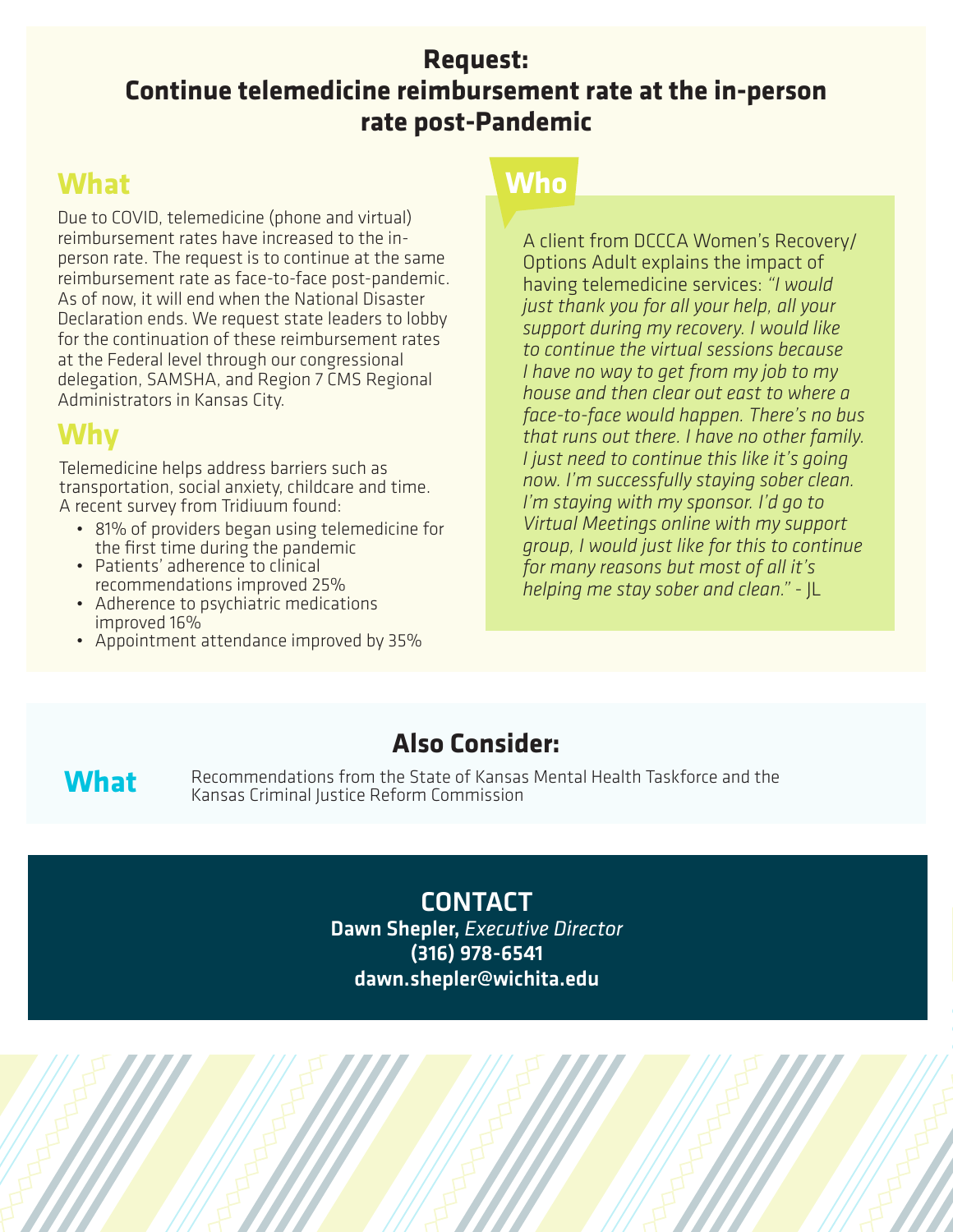## Request:
## Continue telemedicine reimbursement rate at the in-person rate post-Pandemic

### What

Due to COVID, telemedicine (phone and virtual) reimbursement rates have increased to the in-person rate. The request is to continue at the same reimbursement rate as face-to-face post-pandemic. As of now, it will end when the National Disaster Declaration ends. We request state leaders to lobby for the continuation of these reimbursement rates at the Federal level through our congressional delegation, SAMSHA, and Region 7 CMS Regional Administrators in Kansas City.

### Why

Telemedicine helps address barriers such as transportation, social anxiety, childcare and time. A recent survey from Tridiuum found:

- 81% of providers began using telemedicine for the first time during the pandemic
- Patients' adherence to clinical recommendations improved 25%
- Adherence to psychiatric medications improved 16%
- Appointment attendance improved by 35%

### Who

A client from DCCCA Women's Recovery/ Options Adult explains the impact of having telemedicine services: *"I would just thank you for all your help, all your support during my recovery. I would like to continue the virtual sessions because I have no way to get from my job to my house and then clear out east to where a face-to-face would happen. There's no bus that runs out there. I have no other family. I just need to continue this like it's going now. I'm successfully staying sober clean. I'm staying with my sponsor. I'd go to Virtual Meetings online with my support group, I would just like for this to continue for many reasons but most of all it's helping me stay sober and clean."* - JL

## Also Consider:

### What

Recommendations from the State of Kansas Mental Health Taskforce and the Kansas Criminal Justice Reform Commission

## CONTACT

**Dawn Shepler,** *Executive Director*
**(316) 978-6541**
**dawn.shepler@wichita.edu**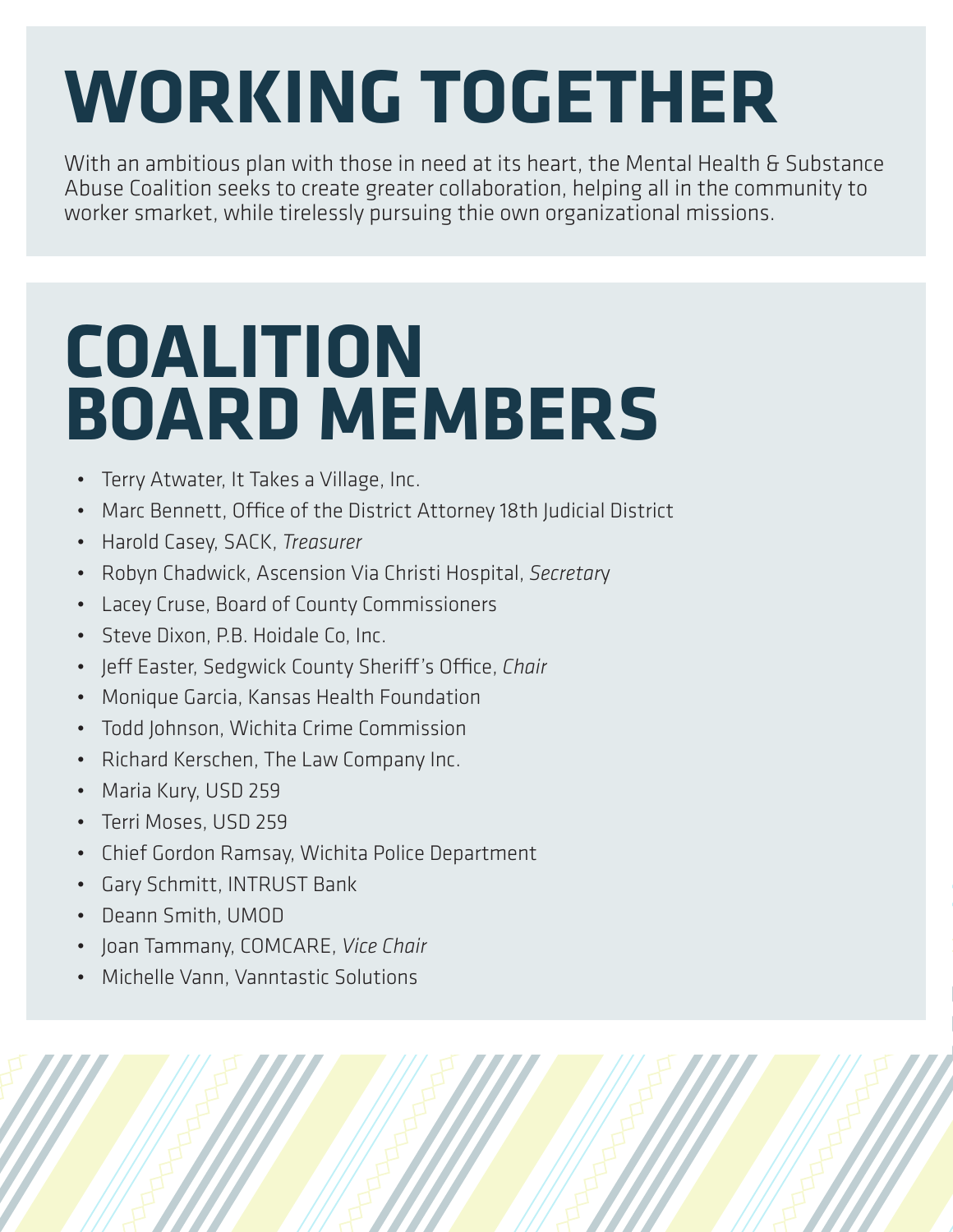# WORKING TOGETHER

With an ambitious plan with those in need at its heart, the Mental Health & Substance Abuse Coalition seeks to create greater collaboration, helping all in the community to worker smarket, while tirelessly pursuing thie own organizational missions.

# COALITION BOARD MEMBERS

- Terry Atwater, It Takes a Village, Inc.
- Marc Bennett, Office of the District Attorney 18th Judicial District
- Harold Casey, SACK, *Treasurer*
- Robyn Chadwick, Ascension Via Christi Hospital, *Secretary*
- Lacey Cruse, Board of County Commissioners
- Steve Dixon, P.B. Hoidale Co, Inc.
- Jeff Easter, Sedgwick County Sheriff's Office, *Chair*
- Monique Garcia, Kansas Health Foundation
- Todd Johnson, Wichita Crime Commission
- Richard Kerschen, The Law Company Inc.
- Maria Kury, USD 259
- Terri Moses, USD 259
- Chief Gordon Ramsay, Wichita Police Department
- Gary Schmitt, INTRUST Bank
- Deann Smith, UMOD
- Joan Tammany, COMCARE, *Vice Chair*
- Michelle Vann, Vanntastic Solutions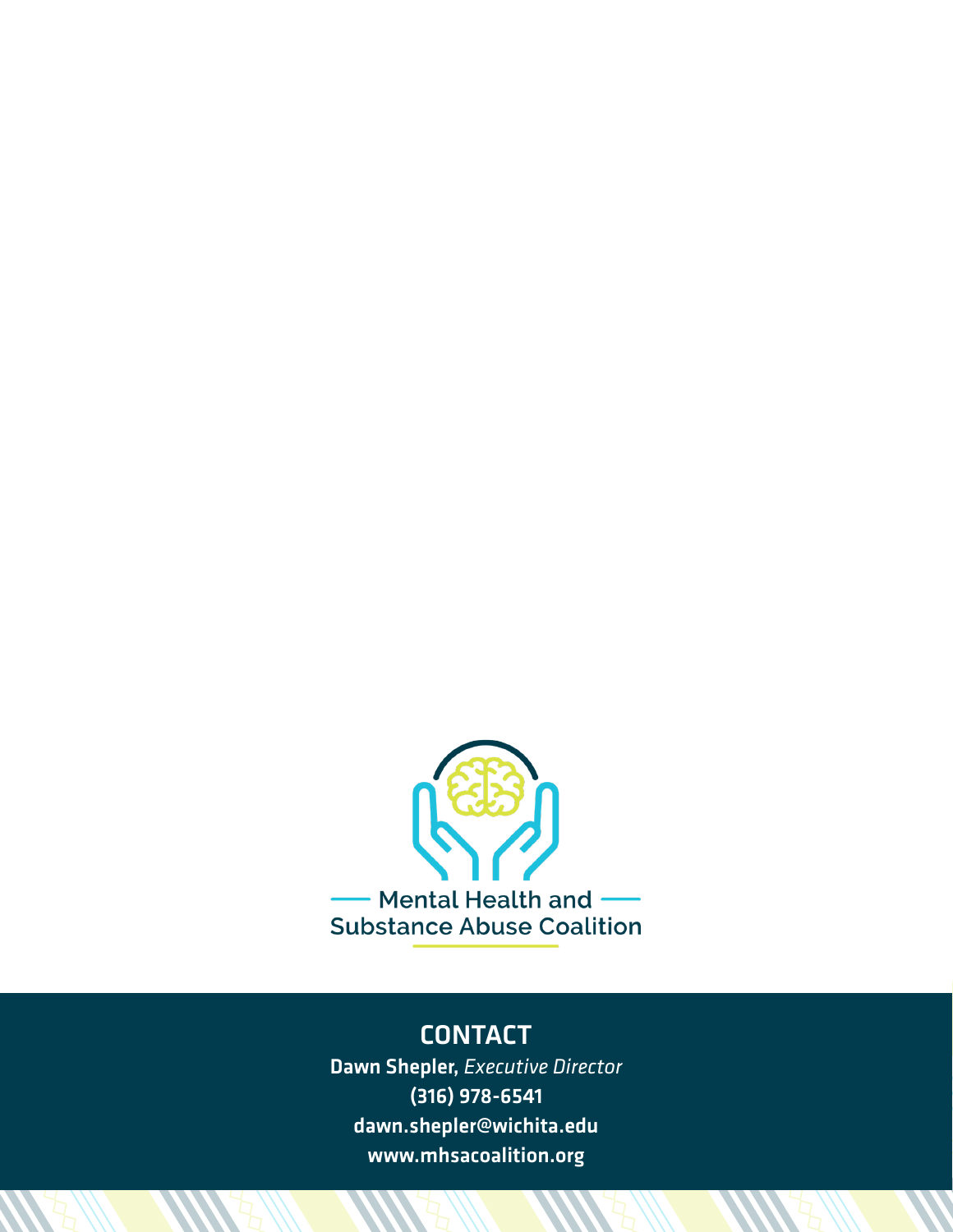Mental Health and Substance Abuse Coalition

## CONTACT

**Dawn Shepler,** *Executive Director*

**(316) 978-6541**

**dawn.shepler@wichita.edu**

**www.mhsacoalition.org**